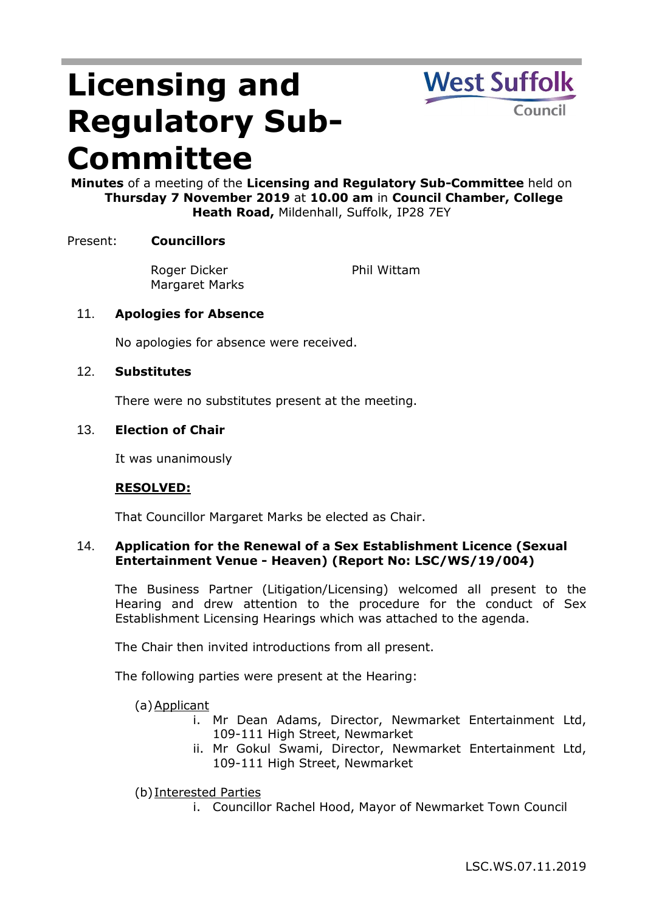# Licensing and Regulatory Sub-Committee

**Minutes** of a meeting of the **Licensing and Regulatory Sub-Committee** held on **Thursday 7 November 2019** at **10.00 am** in **Council Chamber, College Heath Road,** Mildenhall, Suffolk, IP28 7EY

Present: **Councillors**

Roger Dicker
Margaret Marks
Phil Wittam

## 11. Apologies for Absence

No apologies for absence were received.

## 12. Substitutes

There were no substitutes present at the meeting.

## 13. Election of Chair

It was unanimously

**RESOLVED:**

That Councillor Margaret Marks be elected as Chair.

## 14. Application for the Renewal of a Sex Establishment Licence (Sexual Entertainment Venue - Heaven) (Report No: LSC/WS/19/004)

The Business Partner (Litigation/Licensing) welcomed all present to the Hearing and drew attention to the procedure for the conduct of Sex Establishment Licensing Hearings which was attached to the agenda.

The Chair then invited introductions from all present.

The following parties were present at the Hearing:

(a) Applicant
- i. Mr Dean Adams, Director, Newmarket Entertainment Ltd, 109-111 High Street, Newmarket
- ii. Mr Gokul Swami, Director, Newmarket Entertainment Ltd, 109-111 High Street, Newmarket

(b) Interested Parties
- i. Councillor Rachel Hood, Mayor of Newmarket Town Council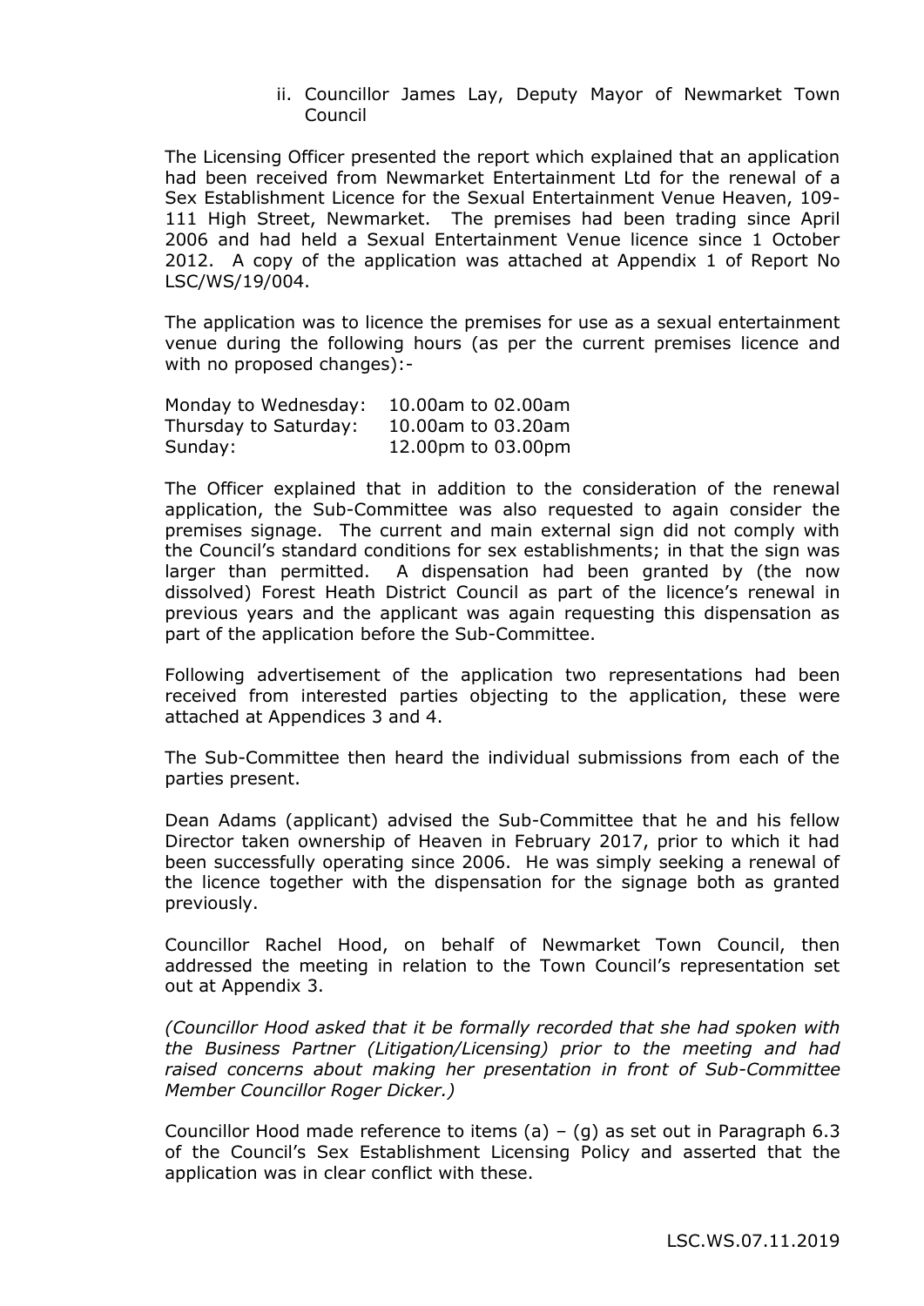ii. Councillor James Lay, Deputy Mayor of Newmarket Town Council

The Licensing Officer presented the report which explained that an application had been received from Newmarket Entertainment Ltd for the renewal of a Sex Establishment Licence for the Sexual Entertainment Venue Heaven, 109-111 High Street, Newmarket. The premises had been trading since April 2006 and had held a Sexual Entertainment Venue licence since 1 October 2012. A copy of the application was attached at Appendix 1 of Report No LSC/WS/19/004.

The application was to licence the premises for use as a sexual entertainment venue during the following hours (as per the current premises licence and with no proposed changes):-

| | |
|---|---|
| Monday to Wednesday: | 10.00am to 02.00am |
| Thursday to Saturday: | 10.00am to 03.20am |
| Sunday: | 12.00pm to 03.00pm |

The Officer explained that in addition to the consideration of the renewal application, the Sub-Committee was also requested to again consider the premises signage. The current and main external sign did not comply with the Council's standard conditions for sex establishments; in that the sign was larger than permitted. A dispensation had been granted by (the now dissolved) Forest Heath District Council as part of the licence's renewal in previous years and the applicant was again requesting this dispensation as part of the application before the Sub-Committee.

Following advertisement of the application two representations had been received from interested parties objecting to the application, these were attached at Appendices 3 and 4.

The Sub-Committee then heard the individual submissions from each of the parties present.

Dean Adams (applicant) advised the Sub-Committee that he and his fellow Director taken ownership of Heaven in February 2017, prior to which it had been successfully operating since 2006. He was simply seeking a renewal of the licence together with the dispensation for the signage both as granted previously.

Councillor Rachel Hood, on behalf of Newmarket Town Council, then addressed the meeting in relation to the Town Council's representation set out at Appendix 3.

*(Councillor Hood asked that it be formally recorded that she had spoken with the Business Partner (Litigation/Licensing) prior to the meeting and had raised concerns about making her presentation in front of Sub-Committee Member Councillor Roger Dicker.)*

Councillor Hood made reference to items (a) – (g) as set out in Paragraph 6.3 of the Council's Sex Establishment Licensing Policy and asserted that the application was in clear conflict with these.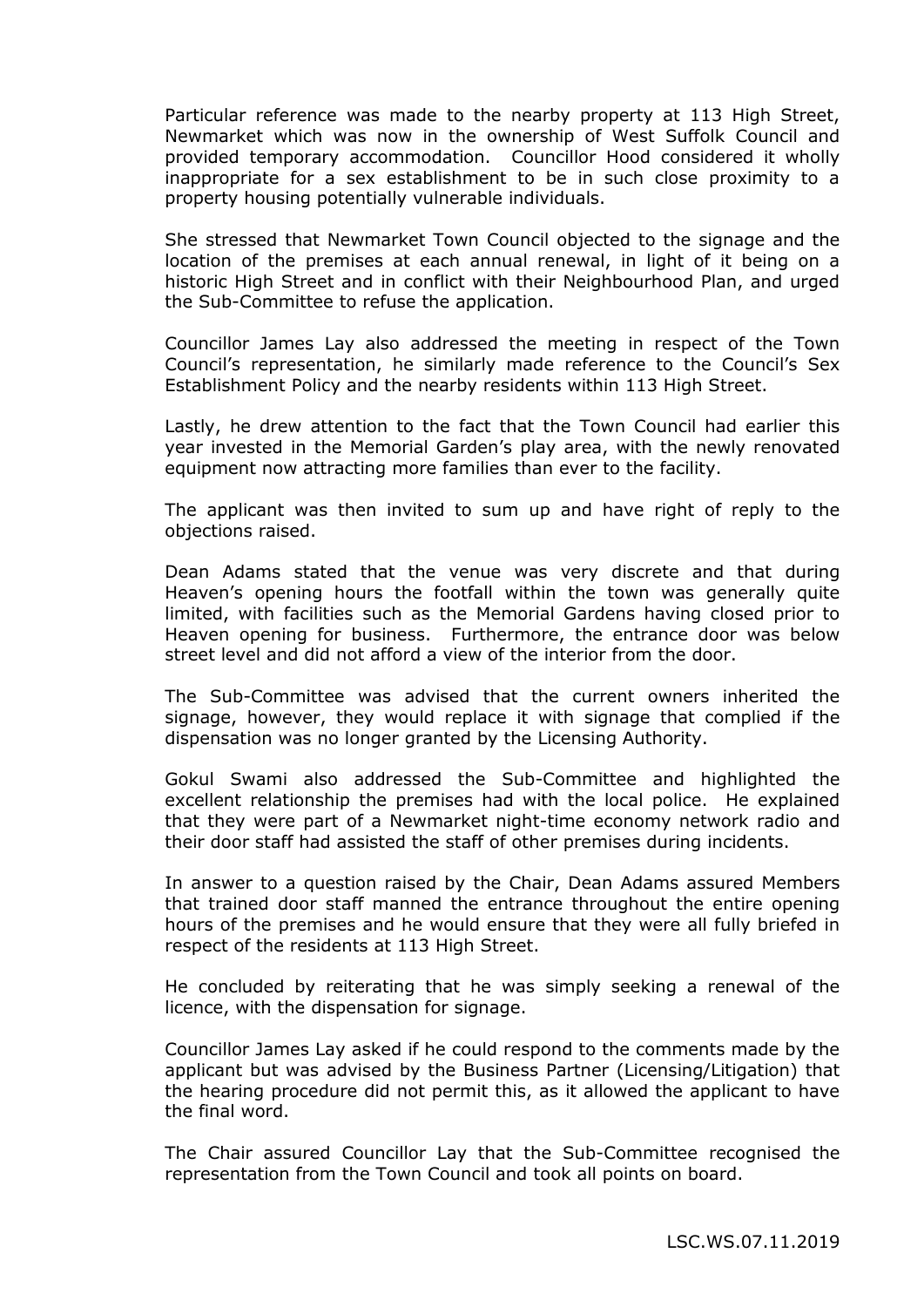Particular reference was made to the nearby property at 113 High Street, Newmarket which was now in the ownership of West Suffolk Council and provided temporary accommodation. Councillor Hood considered it wholly inappropriate for a sex establishment to be in such close proximity to a property housing potentially vulnerable individuals.

She stressed that Newmarket Town Council objected to the signage and the location of the premises at each annual renewal, in light of it being on a historic High Street and in conflict with their Neighbourhood Plan, and urged the Sub-Committee to refuse the application.

Councillor James Lay also addressed the meeting in respect of the Town Council's representation, he similarly made reference to the Council's Sex Establishment Policy and the nearby residents within 113 High Street.

Lastly, he drew attention to the fact that the Town Council had earlier this year invested in the Memorial Garden's play area, with the newly renovated equipment now attracting more families than ever to the facility.

The applicant was then invited to sum up and have right of reply to the objections raised.

Dean Adams stated that the venue was very discrete and that during Heaven's opening hours the footfall within the town was generally quite limited, with facilities such as the Memorial Gardens having closed prior to Heaven opening for business. Furthermore, the entrance door was below street level and did not afford a view of the interior from the door.

The Sub-Committee was advised that the current owners inherited the signage, however, they would replace it with signage that complied if the dispensation was no longer granted by the Licensing Authority.

Gokul Swami also addressed the Sub-Committee and highlighted the excellent relationship the premises had with the local police. He explained that they were part of a Newmarket night-time economy network radio and their door staff had assisted the staff of other premises during incidents.

In answer to a question raised by the Chair, Dean Adams assured Members that trained door staff manned the entrance throughout the entire opening hours of the premises and he would ensure that they were all fully briefed in respect of the residents at 113 High Street.

He concluded by reiterating that he was simply seeking a renewal of the licence, with the dispensation for signage.

Councillor James Lay asked if he could respond to the comments made by the applicant but was advised by the Business Partner (Licensing/Litigation) that the hearing procedure did not permit this, as it allowed the applicant to have the final word.

The Chair assured Councillor Lay that the Sub-Committee recognised the representation from the Town Council and took all points on board.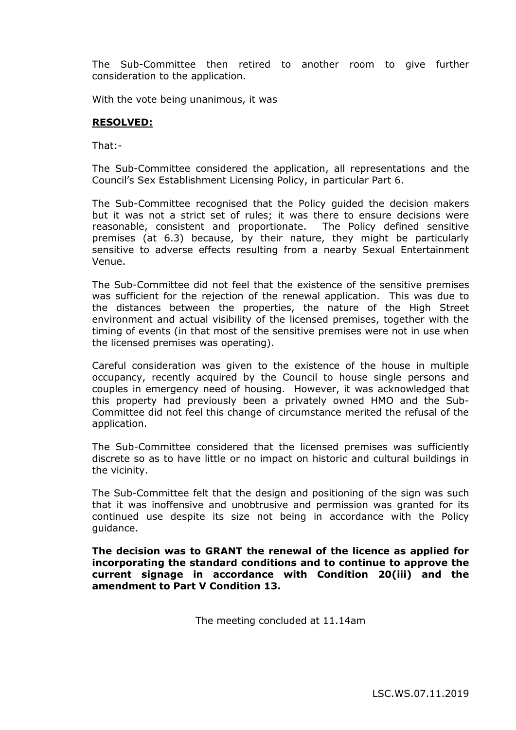The Sub-Committee then retired to another room to give further consideration to the application.

With the vote being unanimous, it was

**RESOLVED:**

That:-

The Sub-Committee considered the application, all representations and the Council's Sex Establishment Licensing Policy, in particular Part 6.

The Sub-Committee recognised that the Policy guided the decision makers but it was not a strict set of rules; it was there to ensure decisions were reasonable, consistent and proportionate. The Policy defined sensitive premises (at 6.3) because, by their nature, they might be particularly sensitive to adverse effects resulting from a nearby Sexual Entertainment Venue.

The Sub-Committee did not feel that the existence of the sensitive premises was sufficient for the rejection of the renewal application. This was due to the distances between the properties, the nature of the High Street environment and actual visibility of the licensed premises, together with the timing of events (in that most of the sensitive premises were not in use when the licensed premises was operating).

Careful consideration was given to the existence of the house in multiple occupancy, recently acquired by the Council to house single persons and couples in emergency need of housing. However, it was acknowledged that this property had previously been a privately owned HMO and the Sub-Committee did not feel this change of circumstance merited the refusal of the application.

The Sub-Committee considered that the licensed premises was sufficiently discrete so as to have little or no impact on historic and cultural buildings in the vicinity.

The Sub-Committee felt that the design and positioning of the sign was such that it was inoffensive and unobtrusive and permission was granted for its continued use despite its size not being in accordance with the Policy guidance.

**The decision was to GRANT the renewal of the licence as applied for incorporating the standard conditions and to continue to approve the current signage in accordance with Condition 20(iii) and the amendment to Part V Condition 13.**

The meeting concluded at 11.14am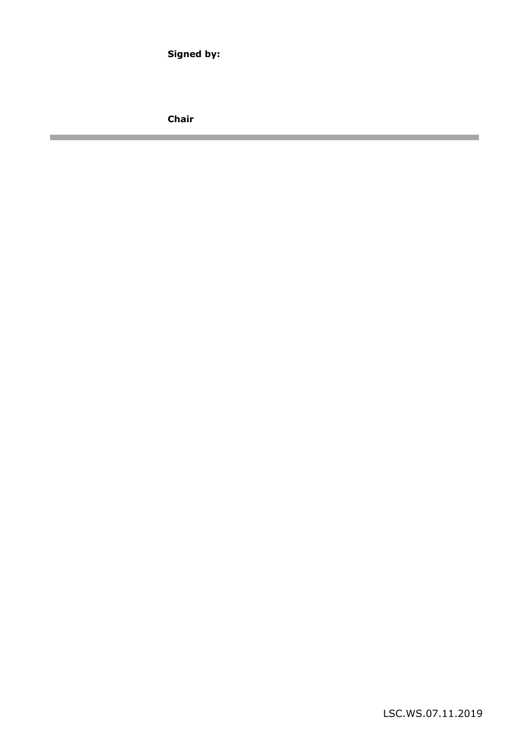**Signed by:**

**Chair**

---

LSC.WS.07.11.2019